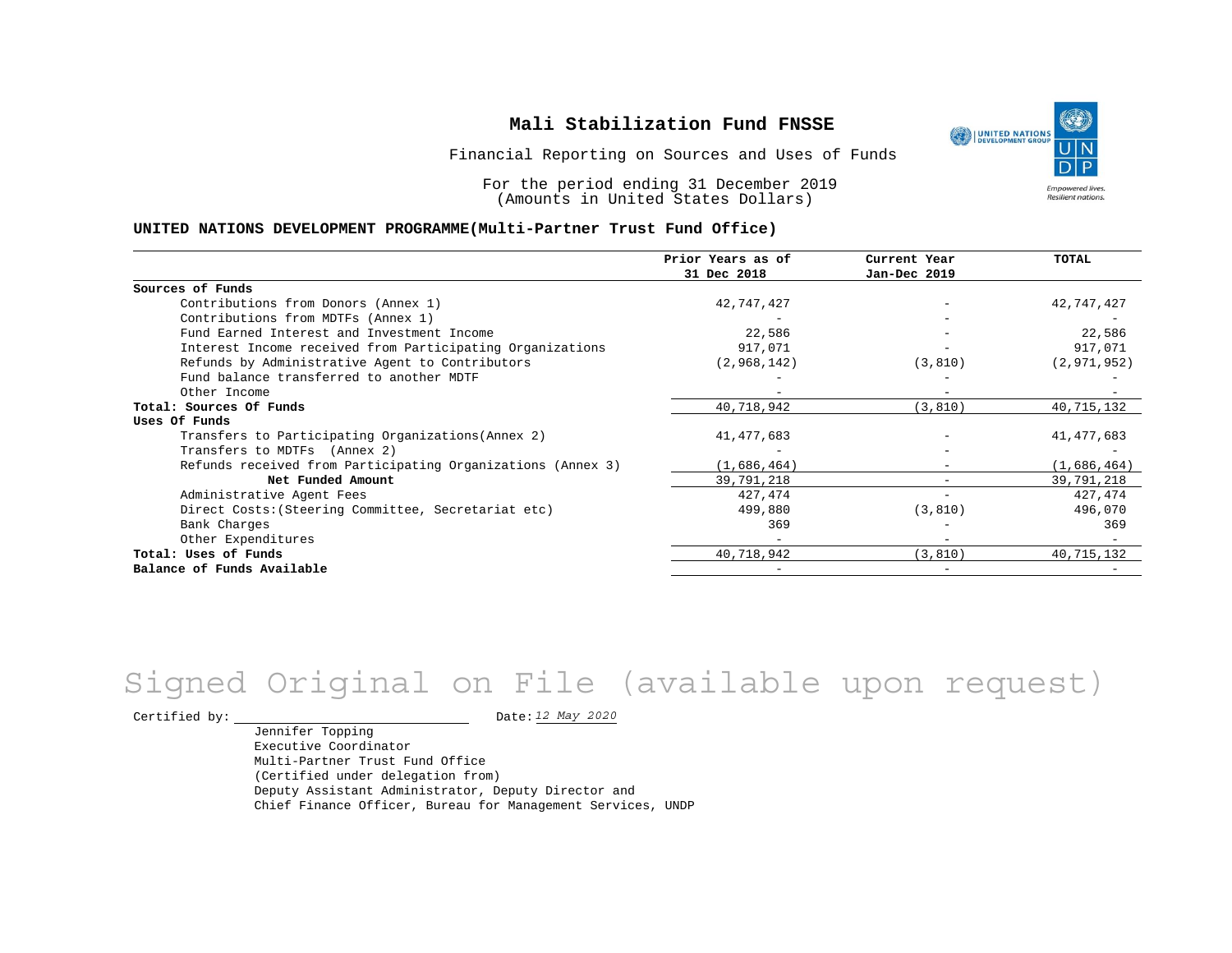# Mali Stabilization Fund FNSSE

Financial Reporting on Sources and Uses of Funds

For the period ending 31 December 2019
(Amounts in United States Dollars)

**UNITED NATIONS DEVELOPMENT PROGRAMME(Multi-Partner Trust Fund Office)**

| | Prior Years as of 31 Dec 2018 | Current Year Jan-Dec 2019 | TOTAL |
|---|---|---|---|
| **Sources of Funds** | | | |
| Contributions from Donors (Annex 1) | 42,747,427 | - | 42,747,427 |
| Contributions from MDTFs (Annex 1) | - | - | - |
| Fund Earned Interest and Investment Income | 22,586 | - | 22,586 |
| Interest Income received from Participating Organizations | 917,071 | - | 917,071 |
| Refunds by Administrative Agent to Contributors | (2,968,142) | (3,810) | (2,971,952) |
| Fund balance transferred to another MDTF | - | - | - |
| Other Income | - | - | - |
| **Total: Sources Of Funds** | 40,718,942 | (3,810) | 40,715,132 |
| **Uses Of Funds** | | | |
| Transfers to Participating Organizations(Annex 2) | 41,477,683 | - | 41,477,683 |
| Transfers to MDTFs (Annex 2) | - | - | - |
| Refunds received from Participating Organizations (Annex 3) | (1,686,464) | - | (1,686,464) |
| **Net Funded Amount** | 39,791,218 | - | 39,791,218 |
| Administrative Agent Fees | 427,474 | - | 427,474 |
| Direct Costs:(Steering Committee, Secretariat etc) | 499,880 | (3,810) | 496,070 |
| Bank Charges | 369 | - | 369 |
| Other Expenditures | - | - | - |
| **Total: Uses of Funds** | 40,718,942 | (3,810) | 40,715,132 |
| **Balance of Funds Available** | - | - | - |

Signed Original on File (available upon request)

Certified by: ______________________ Date: *12 May 2020*

Jennifer Topping
Executive Coordinator
Multi-Partner Trust Fund Office
(Certified under delegation from)
Deputy Assistant Administrator, Deputy Director and
Chief Finance Officer, Bureau for Management Services, UNDP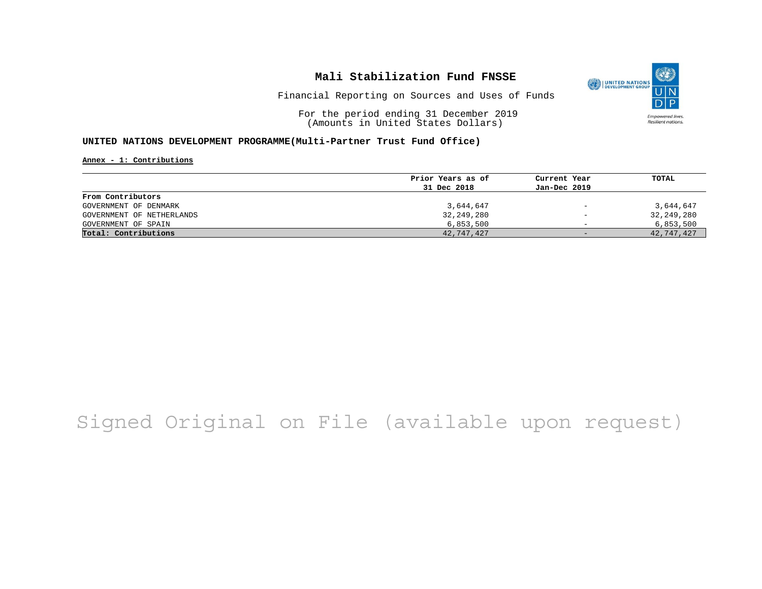# Mali Stabilization Fund FNSSE

Financial Reporting on Sources and Uses of Funds

For the period ending 31 December 2019
(Amounts in United States Dollars)

**UNITED NATIONS DEVELOPMENT PROGRAMME(Multi-Partner Trust Fund Office)**

**Annex - 1: Contributions**

| | Prior Years as of 31 Dec 2018 | Current Year Jan-Dec 2019 | TOTAL |
|---|---|---|---|
| **From Contributors** | | | |
| GOVERNMENT OF DENMARK | 3,644,647 | - | 3,644,647 |
| GOVERNMENT OF NETHERLANDS | 32,249,280 | - | 32,249,280 |
| GOVERNMENT OF SPAIN | 6,853,500 | - | 6,853,500 |
| **Total: Contributions** | 42,747,427 | - | 42,747,427 |

Signed Original on File (available upon request)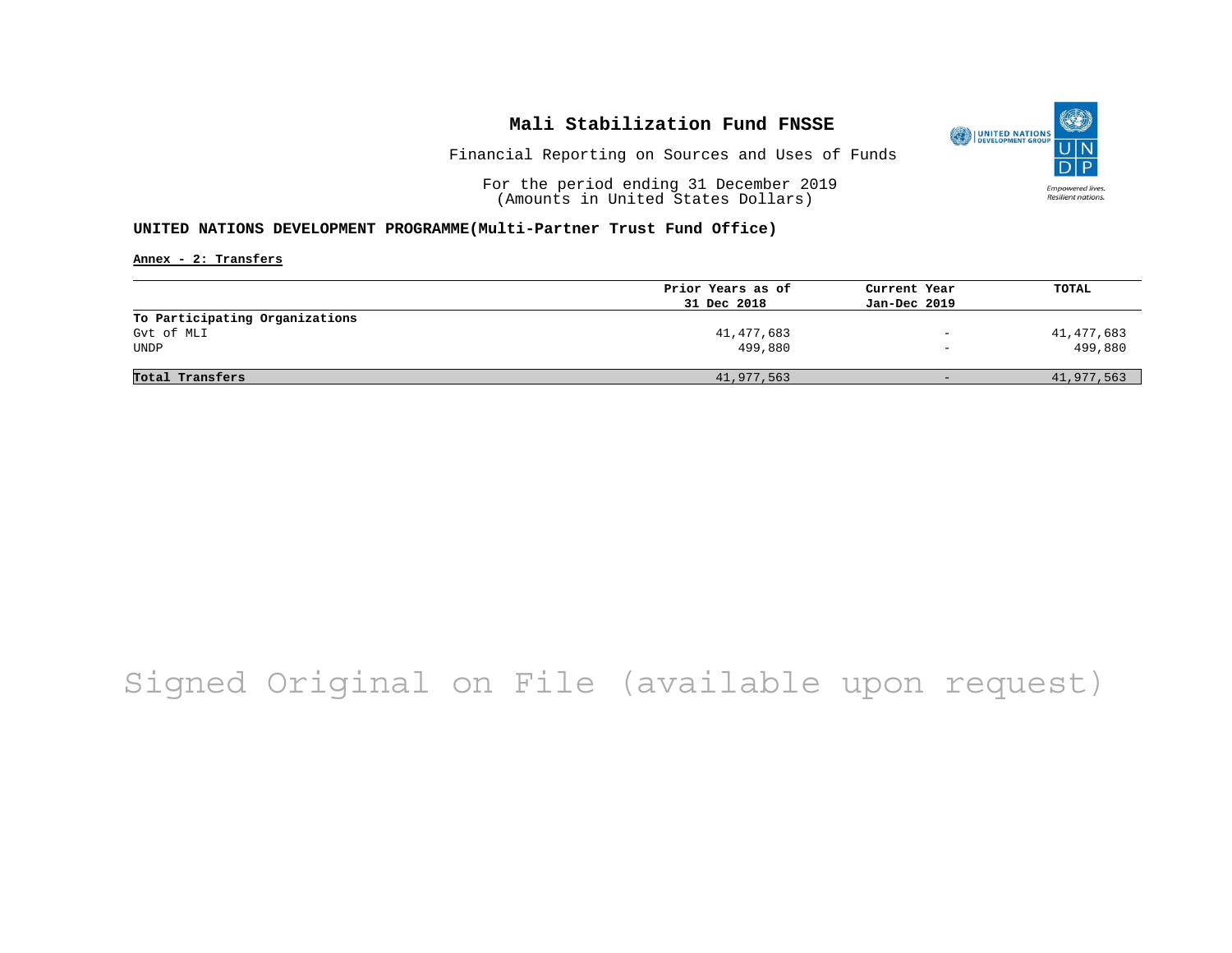# Mali Stabilization Fund FNSSE

Financial Reporting on Sources and Uses of Funds

For the period ending 31 December 2019
(Amounts in United States Dollars)

**UNITED NATIONS DEVELOPMENT PROGRAMME(Multi-Partner Trust Fund Office)**

**Annex - 2: Transfers**

| | Prior Years as of 31 Dec 2018 | Current Year Jan-Dec 2019 | TOTAL |
|---|---|---|---|
| **To Participating Organizations** | | | |
| Gvt of MLI | 41,477,683 | - | 41,477,683 |
| UNDP | 499,880 | - | 499,880 |
| **Total Transfers** | 41,977,563 | - | 41,977,563 |

Signed Original on File (available upon request)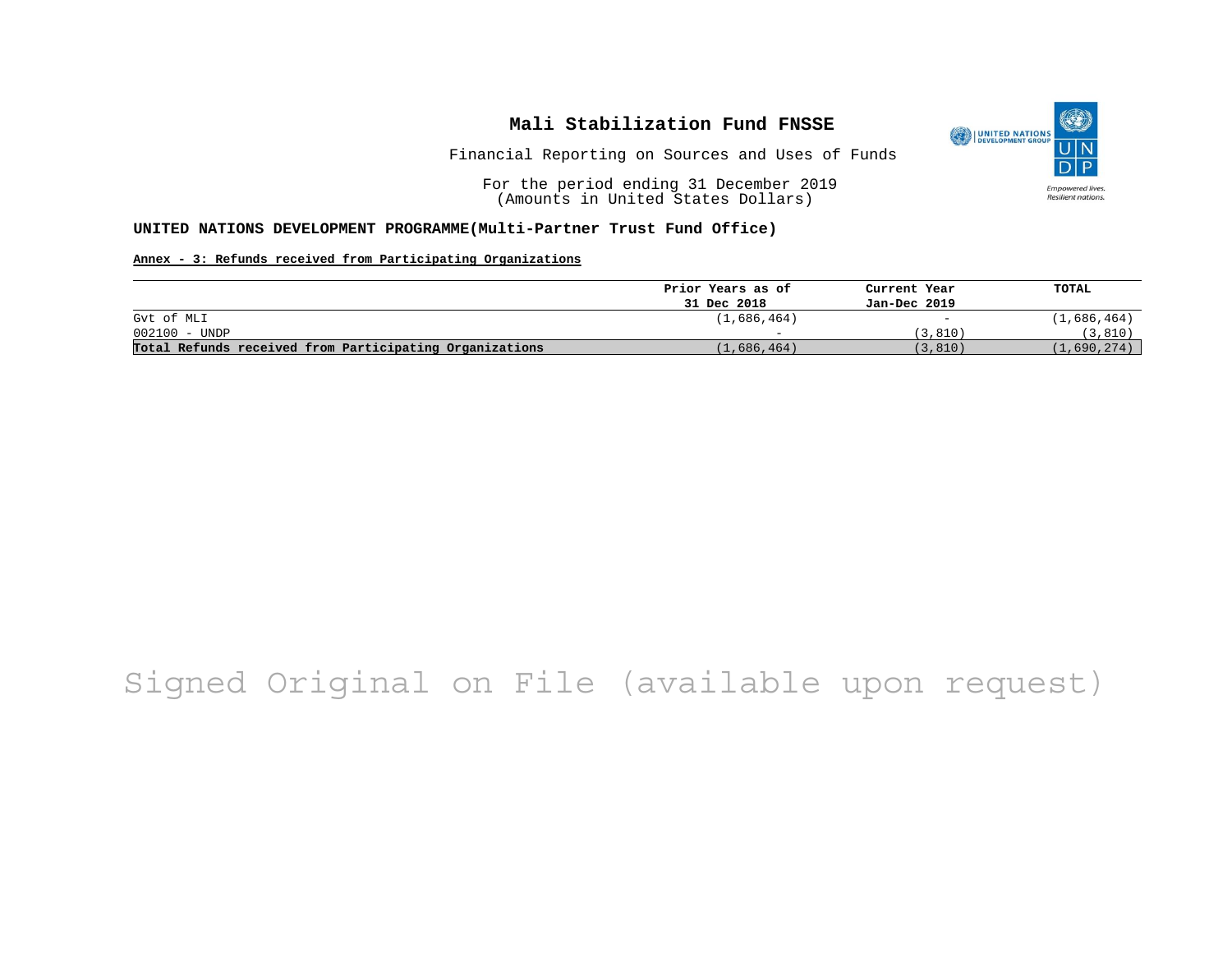# Mali Stabilization Fund FNSSE

Financial Reporting on Sources and Uses of Funds

For the period ending 31 December 2019
(Amounts in United States Dollars)

**UNITED NATIONS DEVELOPMENT PROGRAMME(Multi-Partner Trust Fund Office)**

**Annex - 3: Refunds received from Participating Organizations**

| | Prior Years as of 31 Dec 2018 | Current Year Jan-Dec 2019 | TOTAL |
|---|---|---|---|
| Gvt of MLI | (1,686,464) | - | (1,686,464) |
| 002100 - UNDP | - | (3,810) | (3,810) |
| **Total Refunds received from Participating Organizations** | (1,686,464) | (3,810) | (1,690,274) |

Signed Original on File (available upon request)